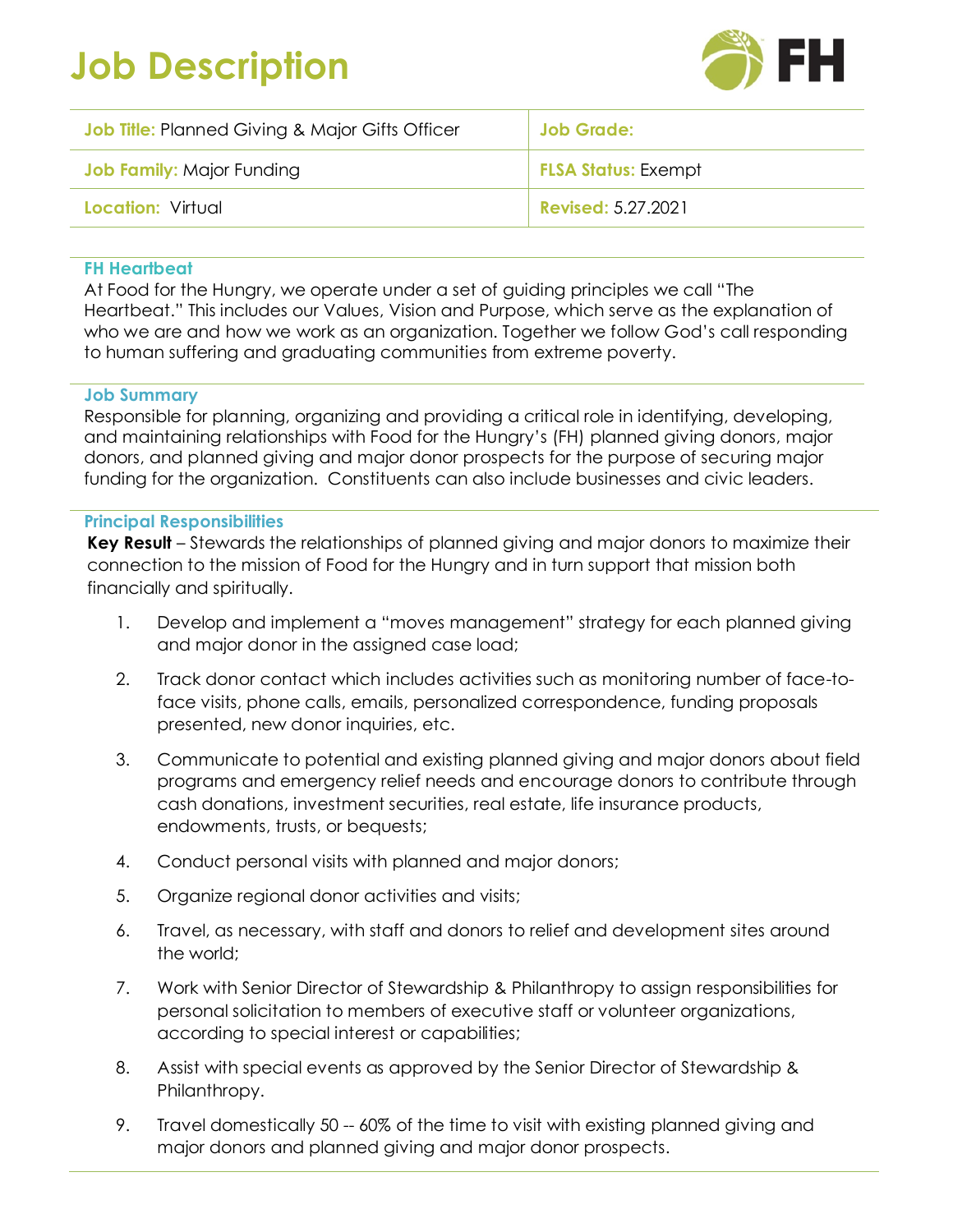# Job Description

| Job Title: Planned Giving & Major Gifts Officer | Job Grade: |
|---|---|
| Job Family: Major Funding | FLSA Status: Exempt |
| Location: Virtual | Revised: 5.27.2021 |

### FH Heartbeat

At Food for the Hungry, we operate under a set of guiding principles we call "The Heartbeat." This includes our Values, Vision and Purpose, which serve as the explanation of who we are and how we work as an organization. Together we follow God's call responding to human suffering and graduating communities from extreme poverty.

### Job Summary

Responsible for planning, organizing and providing a critical role in identifying, developing, and maintaining relationships with Food for the Hungry's (FH) planned giving donors, major donors, and planned giving and major donor prospects for the purpose of securing major funding for the organization. Constituents can also include businesses and civic leaders.

### Principal Responsibilities

**Key Result** – Stewards the relationships of planned giving and major donors to maximize their connection to the mission of Food for the Hungry and in turn support that mission both financially and spiritually.

1. Develop and implement a "moves management" strategy for each planned giving and major donor in the assigned case load;
2. Track donor contact which includes activities such as monitoring number of face-to-face visits, phone calls, emails, personalized correspondence, funding proposals presented, new donor inquiries, etc.
3. Communicate to potential and existing planned giving and major donors about field programs and emergency relief needs and encourage donors to contribute through cash donations, investment securities, real estate, life insurance products, endowments, trusts, or bequests;
4. Conduct personal visits with planned and major donors;
5. Organize regional donor activities and visits;
6. Travel, as necessary, with staff and donors to relief and development sites around the world;
7. Work with Senior Director of Stewardship & Philanthropy to assign responsibilities for personal solicitation to members of executive staff or volunteer organizations, according to special interest or capabilities;
8. Assist with special events as approved by the Senior Director of Stewardship & Philanthropy.
9. Travel domestically 50 -- 60% of the time to visit with existing planned giving and major donors and planned giving and major donor prospects.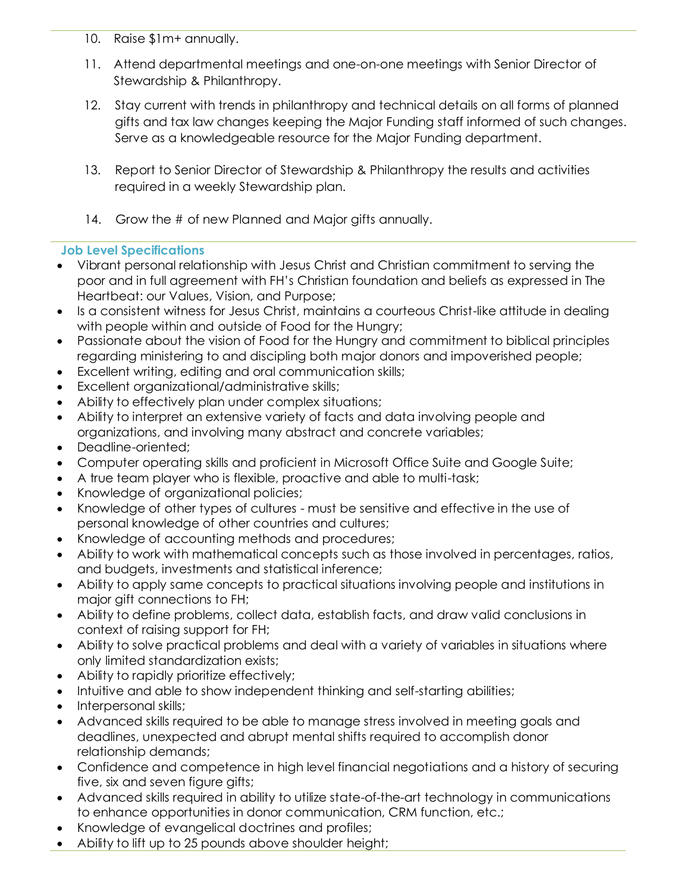10. Raise $1m+ annually.
11. Attend departmental meetings and one-on-one meetings with Senior Director of Stewardship & Philanthropy.
12. Stay current with trends in philanthropy and technical details on all forms of planned gifts and tax law changes keeping the Major Funding staff informed of such changes. Serve as a knowledgeable resource for the Major Funding department.
13. Report to Senior Director of Stewardship & Philanthropy the results and activities required in a weekly Stewardship plan.
14. Grow the # of new Planned and Major gifts annually.

### Job Level Specifications

- Vibrant personal relationship with Jesus Christ and Christian commitment to serving the poor and in full agreement with FH's Christian foundation and beliefs as expressed in The Heartbeat: our Values, Vision, and Purpose;
- Is a consistent witness for Jesus Christ, maintains a courteous Christ-like attitude in dealing with people within and outside of Food for the Hungry;
- Passionate about the vision of Food for the Hungry and commitment to biblical principles regarding ministering to and discipling both major donors and impoverished people;
- Excellent writing, editing and oral communication skills;
- Excellent organizational/administrative skills;
- Ability to effectively plan under complex situations;
- Ability to interpret an extensive variety of facts and data involving people and organizations, and involving many abstract and concrete variables;
- Deadline-oriented;
- Computer operating skills and proficient in Microsoft Office Suite and Google Suite;
- A true team player who is flexible, proactive and able to multi-task;
- Knowledge of organizational policies;
- Knowledge of other types of cultures - must be sensitive and effective in the use of personal knowledge of other countries and cultures;
- Knowledge of accounting methods and procedures;
- Ability to work with mathematical concepts such as those involved in percentages, ratios, and budgets, investments and statistical inference;
- Ability to apply same concepts to practical situations involving people and institutions in major gift connections to FH;
- Ability to define problems, collect data, establish facts, and draw valid conclusions in context of raising support for FH;
- Ability to solve practical problems and deal with a variety of variables in situations where only limited standardization exists;
- Ability to rapidly prioritize effectively;
- Intuitive and able to show independent thinking and self-starting abilities;
- Interpersonal skills;
- Advanced skills required to be able to manage stress involved in meeting goals and deadlines, unexpected and abrupt mental shifts required to accomplish donor relationship demands;
- Confidence and competence in high level financial negotiations and a history of securing five, six and seven figure gifts;
- Advanced skills required in ability to utilize state-of-the-art technology in communications to enhance opportunities in donor communication, CRM function, etc.;
- Knowledge of evangelical doctrines and profiles;
- Ability to lift up to 25 pounds above shoulder height;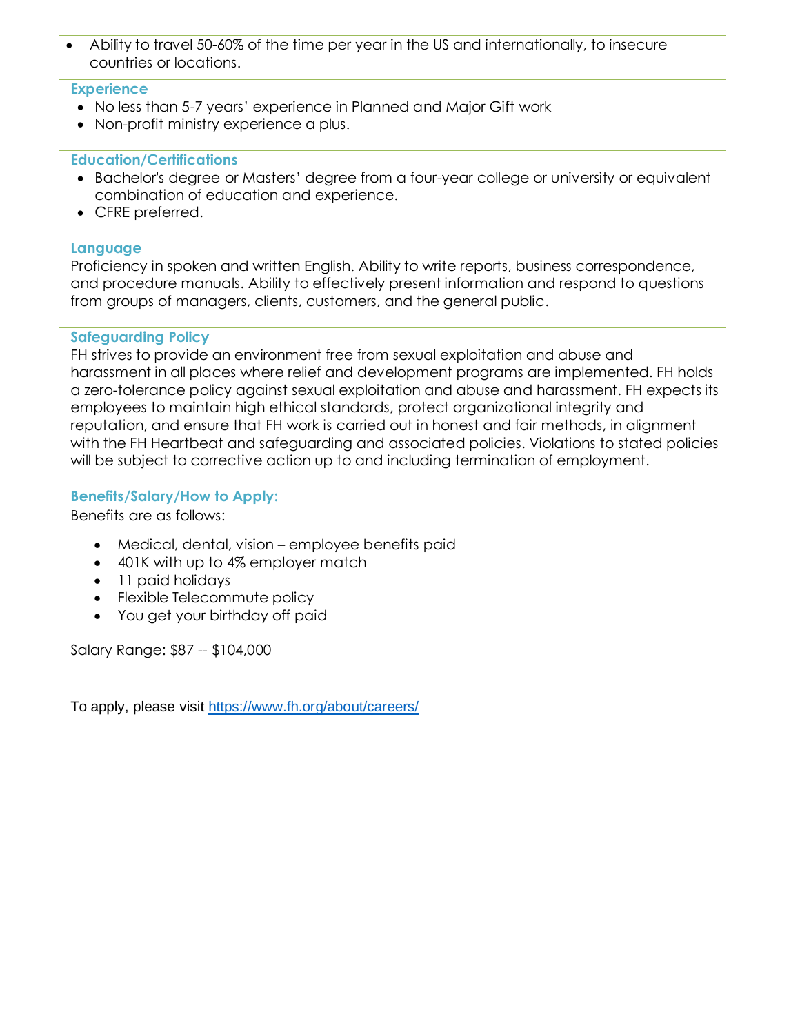- Ability to travel 50-60% of the time per year in the US and internationally, to insecure countries or locations.

### Experience

- No less than 5-7 years' experience in Planned and Major Gift work
- Non-profit ministry experience a plus.

### Education/Certifications

- Bachelor's degree or Masters' degree from a four-year college or university or equivalent combination of education and experience.
- CFRE preferred.

### Language

Proficiency in spoken and written English. Ability to write reports, business correspondence, and procedure manuals. Ability to effectively present information and respond to questions from groups of managers, clients, customers, and the general public.

### Safeguarding Policy

FH strives to provide an environment free from sexual exploitation and abuse and harassment in all places where relief and development programs are implemented. FH holds a zero-tolerance policy against sexual exploitation and abuse and harassment. FH expects its employees to maintain high ethical standards, protect organizational integrity and reputation, and ensure that FH work is carried out in honest and fair methods, in alignment with the FH Heartbeat and safeguarding and associated policies. Violations to stated policies will be subject to corrective action up to and including termination of employment.

### Benefits/Salary/How to Apply:

Benefits are as follows:

- Medical, dental, vision – employee benefits paid
- 401K with up to 4% employer match
- 11 paid holidays
- Flexible Telecommute policy
- You get your birthday off paid

Salary Range: $87 -- $104,000

To apply, please visit [https://www.fh.org/about/careers/](https://www.fh.org/about/careers/)